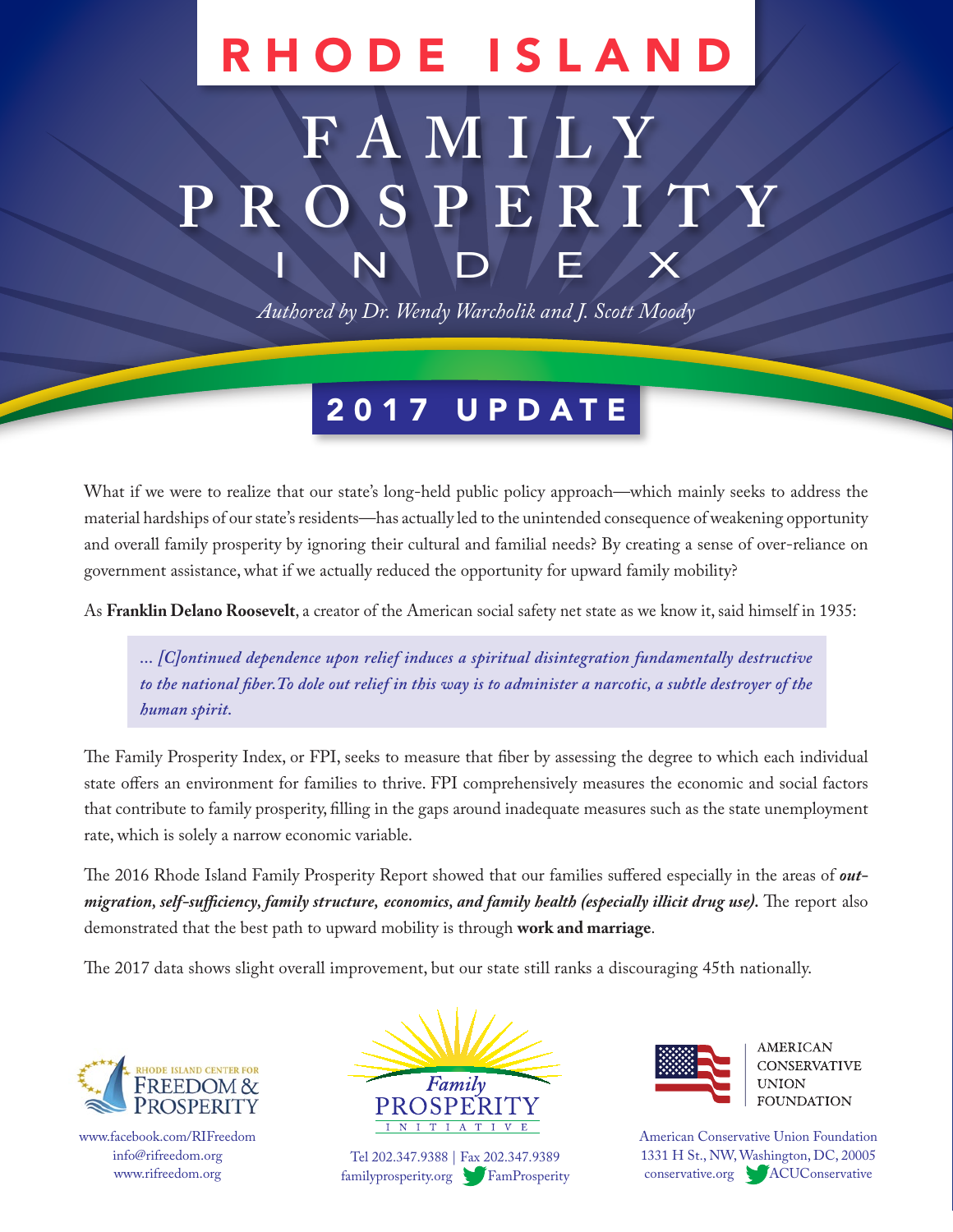# RHODE ISLAND

# FAMILY PROSPERITY INDEX

*Authored by Dr. Wendy Warcholik and J. Scott Moody*

## 2017 UPDATE

What if we were to realize that our state's long-held public policy approach—which mainly seeks to address the material hardships of our state's residents—has actually led to the unintended consequence of weakening opportunity and overall family prosperity by ignoring their cultural and familial needs? By creating a sense of over-reliance on government assistance, what if we actually reduced the opportunity for upward family mobility?

As **Franklin Delano Roosevelt**, a creator of the American social safety net state as we know it, said himself in 1935:

> *... [C]ontinued dependence upon relief induces a spiritual disintegration fundamentally destructive to the national fiber. To dole out relief in this way is to administer a narcotic, a subtle destroyer of the human spirit.*

The Family Prosperity Index, or FPI, seeks to measure that fiber by assessing the degree to which each individual state offers an environment for families to thrive. FPI comprehensively measures the economic and social factors that contribute to family prosperity, filling in the gaps around inadequate measures such as the state unemployment rate, which is solely a narrow economic variable.

The 2016 Rhode Island Family Prosperity Report showed that our families suffered especially in the areas of ***out-migration, self-sufficiency, family structure, economics, and family health (especially illicit drug use).*** The report also demonstrated that the best path to upward mobility is through **work and marriage**.

The 2017 data shows slight overall improvement, but our state still ranks a discouraging 45th nationally.

RHODE ISLAND CENTER FOR FREEDOM & PROSPERITY
www.facebook.com/RIFreedom
info@rifreedom.org
www.rifreedom.org

Family PROSPERITY INITIATIVE
Tel 202.347.9388 | Fax 202.347.9389
familyprosperity.org FamProsperity

AMERICAN CONSERVATIVE UNION FOUNDATION
American Conservative Union Foundation
1331 H St., NW, Washington, DC, 20005
conservative.org ACUConservative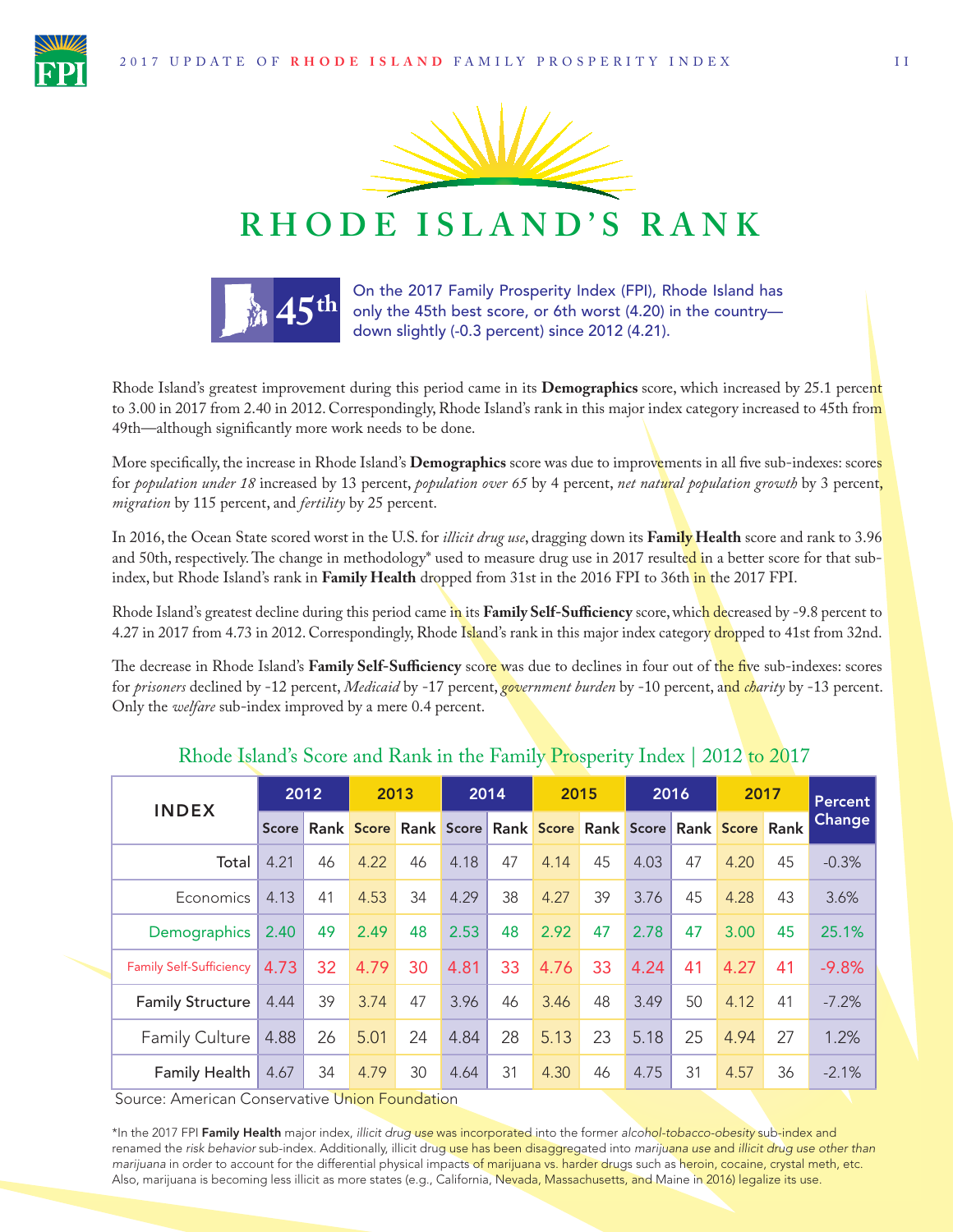# RHODE ISLAND'S RANK

**45th** On the 2017 Family Prosperity Index (FPI), Rhode Island has only the 45th best score, or 6th worst (4.20) in the country—down slightly (-0.3 percent) since 2012 (4.21).

Rhode Island's greatest improvement during this period came in its **Demographics** score, which increased by 25.1 percent to 3.00 in 2017 from 2.40 in 2012. Correspondingly, Rhode Island's rank in this major index category increased to 45th from 49th—although significantly more work needs to be done.

More specifically, the increase in Rhode Island's **Demographics** score was due to improvements in all five sub-indexes: scores for *population under 18* increased by 13 percent, *population over 65* by 4 percent, *net natural population growth* by 3 percent, *migration* by 115 percent, and *fertility* by 25 percent.

In 2016, the Ocean State scored worst in the U.S. for *illicit drug use*, dragging down its **Family Health** score and rank to 3.96 and 50th, respectively. The change in methodology* used to measure drug use in 2017 resulted in a better score for that sub-index, but Rhode Island's rank in **Family Health** dropped from 31st in the 2016 FPI to 36th in the 2017 FPI.

Rhode Island's greatest decline during this period came in its **Family Self-Sufficiency** score, which decreased by -9.8 percent to 4.27 in 2017 from 4.73 in 2012. Correspondingly, Rhode Island's rank in this major index category dropped to 41st from 32nd.

The decrease in Rhode Island's **Family Self-Sufficiency** score was due to declines in four out of the five sub-indexes: scores for *prisoners* declined by -12 percent, *Medicaid* by -17 percent, *government burden* by -10 percent, and *charity* by -13 percent. Only the *welfare* sub-index improved by a mere 0.4 percent.

## Rhode Island's Score and Rank in the Family Prosperity Index | 2012 to 2017

| INDEX | 2012 | | 2013 | | 2014 | | 2015 | | 2016 | | 2017 | | Percent Change |
|---|---|---|---|---|---|---|---|---|---|---|---|---|---|
| | Score | Rank | Score | Rank | Score | Rank | Score | Rank | Score | Rank | Score | Rank | |
| Total | 4.21 | 46 | 4.22 | 46 | 4.18 | 47 | 4.14 | 45 | 4.03 | 47 | 4.20 | 45 | -0.3% |
| Economics | 4.13 | 41 | 4.53 | 34 | 4.29 | 38 | 4.27 | 39 | 3.76 | 45 | 4.28 | 43 | 3.6% |
| Demographics | 2.40 | 49 | 2.49 | 48 | 2.53 | 48 | 2.92 | 47 | 2.78 | 47 | 3.00 | 45 | 25.1% |
| Family Self-Sufficiency | 4.73 | 32 | 4.79 | 30 | 4.81 | 33 | 4.76 | 33 | 4.24 | 41 | 4.27 | 41 | -9.8% |
| Family Structure | 4.44 | 39 | 3.74 | 47 | 3.96 | 46 | 3.46 | 48 | 3.49 | 50 | 4.12 | 41 | -7.2% |
| Family Culture | 4.88 | 26 | 5.01 | 24 | 4.84 | 28 | 5.13 | 23 | 5.18 | 25 | 4.94 | 27 | 1.2% |
| Family Health | 4.67 | 34 | 4.79 | 30 | 4.64 | 31 | 4.30 | 46 | 4.75 | 31 | 4.57 | 36 | -2.1% |

Source: American Conservative Union Foundation

*In the 2017 FPI **Family Health** major index, *illicit drug use* was incorporated into the former *alcohol-tobacco-obesity* sub-index and renamed the *risk behavior* sub-index. Additionally, illicit drug use has been disaggregated into *marijuana use* and *illicit drug use other than marijuana* in order to account for the differential physical impacts of marijuana vs. harder drugs such as heroin, cocaine, crystal meth, etc. Also, marijuana is becoming less illicit as more states (e.g., California, Nevada, Massachusetts, and Maine in 2016) legalize its use.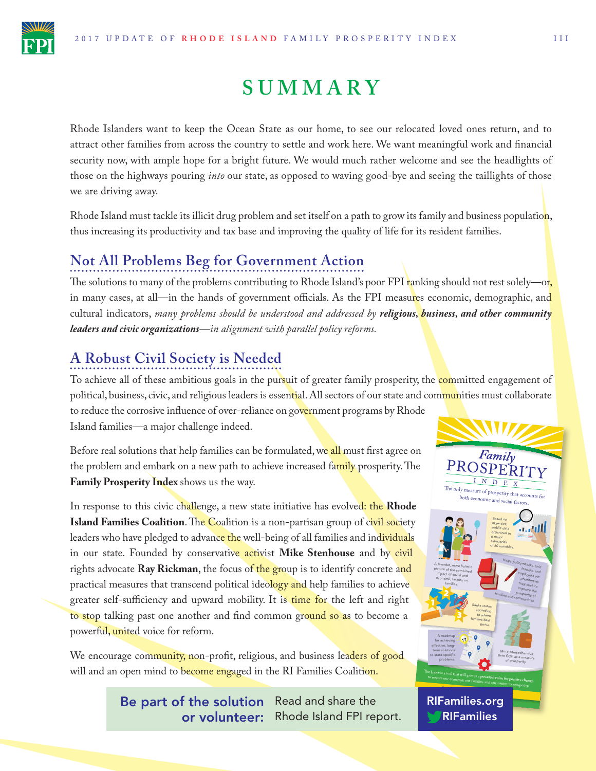# SUMMARY

Rhode Islanders want to keep the Ocean State as our home, to see our relocated loved ones return, and to attract other families from across the country to settle and work here. We want meaningful work and financial security now, with ample hope for a bright future. We would much rather welcome and see the headlights of those on the highways pouring *into* our state, as opposed to waving good-bye and seeing the taillights of those we are driving away.

Rhode Island must tackle its illicit drug problem and set itself on a path to grow its family and business population, thus increasing its productivity and tax base and improving the quality of life for its resident families.

## Not All Problems Beg for Government Action

The solutions to many of the problems contributing to Rhode Island's poor FPI ranking should not rest solely—or, in many cases, at all—in the hands of government officials. As the FPI measures economic, demographic, and cultural indicators, *many problems should be understood and addressed by* ***religious, business, and other community leaders and civic organizations****—in alignment with parallel policy reforms.*

## A Robust Civil Society is Needed

To achieve all of these ambitious goals in the pursuit of greater family prosperity, the committed engagement of political, business, civic, and religious leaders is essential. All sectors of our state and communities must collaborate to reduce the corrosive influence of over-reliance on government programs by Rhode Island families—a major challenge indeed.

Before real solutions that help families can be formulated, we all must first agree on the problem and embark on a new path to achieve increased family prosperity. The **Family Prosperity Index** shows us the way.

In response to this civic challenge, a new state initiative has evolved: the **Rhode Island Families Coalition**. The Coalition is a non-partisan group of civil society leaders who have pledged to advance the well-being of all families and individuals in our state. Founded by conservative activist **Mike Stenhouse** and by civil rights advocate **Ray Rickman**, the focus of the group is to identify concrete and practical measures that transcend political ideology and help families to achieve greater self-sufficiency and upward mobility. It is time for the left and right to stop talking past one another and find common ground so as to become a powerful, united voice for reform.

We encourage community, non-profit, religious, and business leaders of good will and an open mind to become engaged in the RI Families Coalition.

**Be part of the solution or volunteer:** Read and share the Rhode Island FPI report. RIFamilies.org RIFamilies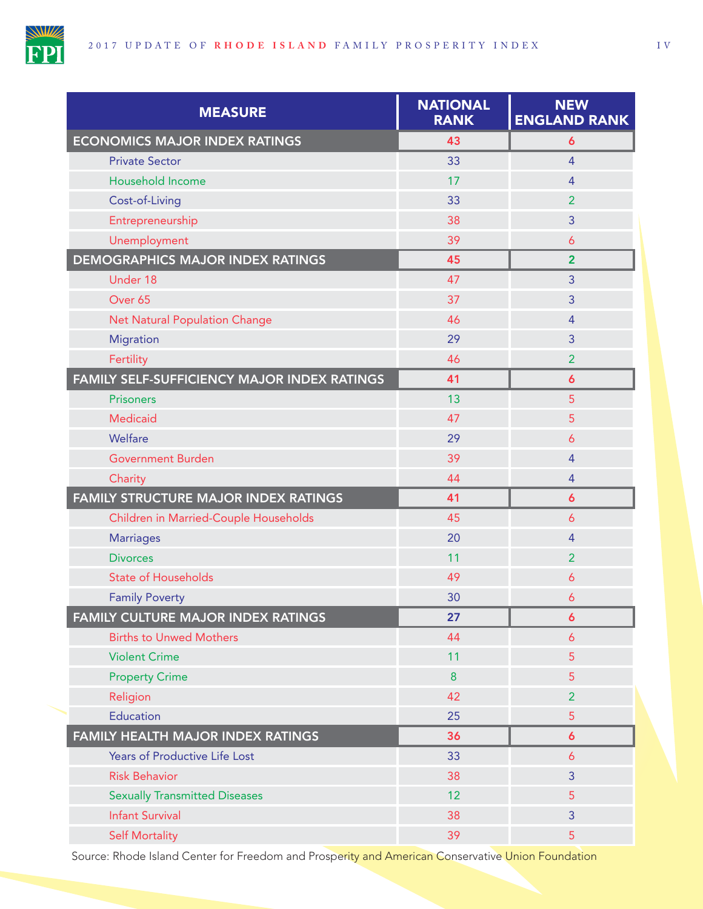| MEASURE | NATIONAL RANK | NEW ENGLAND RANK |
|---|---|---|
| **ECONOMICS MAJOR INDEX RATINGS** | **43** | **6** |
| Private Sector | 33 | 4 |
| Household Income | 17 | 4 |
| Cost-of-Living | 33 | 2 |
| Entrepreneurship | 38 | 3 |
| Unemployment | 39 | 6 |
| **DEMOGRAPHICS MAJOR INDEX RATINGS** | **45** | **2** |
| Under 18 | 47 | 3 |
| Over 65 | 37 | 3 |
| Net Natural Population Change | 46 | 4 |
| Migration | 29 | 3 |
| Fertility | 46 | 2 |
| **FAMILY SELF-SUFFICIENCY MAJOR INDEX RATINGS** | **41** | **6** |
| Prisoners | 13 | 5 |
| Medicaid | 47 | 5 |
| Welfare | 29 | 6 |
| Government Burden | 39 | 4 |
| Charity | 44 | 4 |
| **FAMILY STRUCTURE MAJOR INDEX RATINGS** | **41** | **6** |
| Children in Married-Couple Households | 45 | 6 |
| Marriages | 20 | 4 |
| Divorces | 11 | 2 |
| State of Households | 49 | 6 |
| Family Poverty | 30 | 6 |
| **FAMILY CULTURE MAJOR INDEX RATINGS** | **27** | **6** |
| Births to Unwed Mothers | 44 | 6 |
| Violent Crime | 11 | 5 |
| Property Crime | 8 | 5 |
| Religion | 42 | 2 |
| Education | 25 | 5 |
| **FAMILY HEALTH MAJOR INDEX RATINGS** | **36** | **6** |
| Years of Productive Life Lost | 33 | 6 |
| Risk Behavior | 38 | 3 |
| Sexually Transmitted Diseases | 12 | 5 |
| Infant Survival | 38 | 3 |
| Self Mortality | 39 | 5 |

Source: Rhode Island Center for Freedom and Prosperity and American Conservative Union Foundation